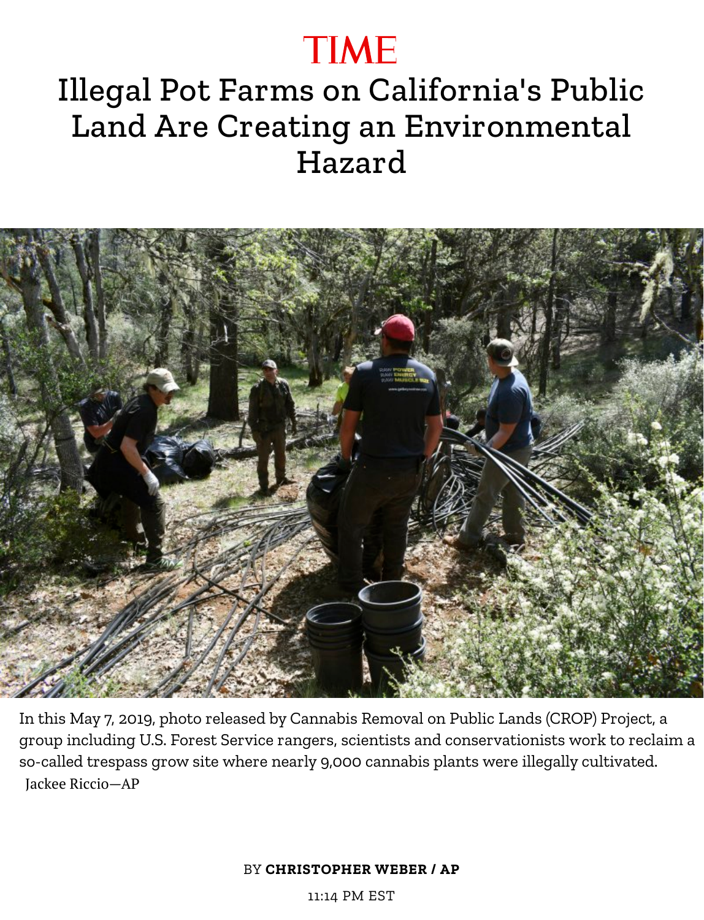TIME

# Illegal Pot Farms on California's Public Land Are Creating an Environmental Hazard

In this May 7, 2019, photo released by Cannabis Removal on Public Lands (CROP) Project, a group including U.S. Forest Service rangers, scientists and conservationists work to reclaim a so-called trespass grow site where nearly 9,000 cannabis plants were illegally cultivated.
Jackee Riccio—AP

BY **CHRISTOPHER WEBER / AP**

11:14 PM EST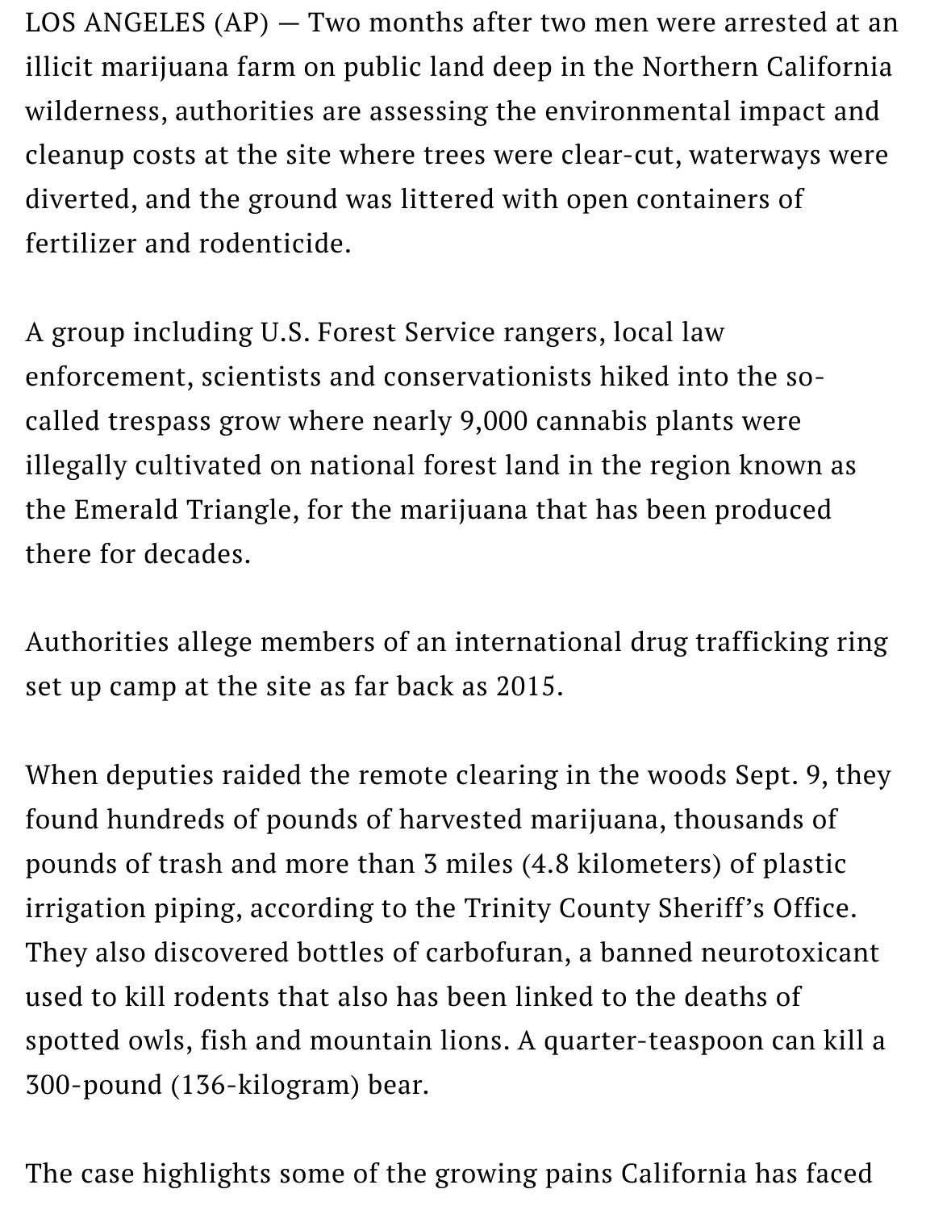LOS ANGELES (AP) — Two months after two men were arrested at an illicit marijuana farm on public land deep in the Northern California wilderness, authorities are assessing the environmental impact and cleanup costs at the site where trees were clear-cut, waterways were diverted, and the ground was littered with open containers of fertilizer and rodenticide.

A group including U.S. Forest Service rangers, local law enforcement, scientists and conservationists hiked into the so-called trespass grow where nearly 9,000 cannabis plants were illegally cultivated on national forest land in the region known as the Emerald Triangle, for the marijuana that has been produced there for decades.

Authorities allege members of an international drug trafficking ring set up camp at the site as far back as 2015.

When deputies raided the remote clearing in the woods Sept. 9, they found hundreds of pounds of harvested marijuana, thousands of pounds of trash and more than 3 miles (4.8 kilometers) of plastic irrigation piping, according to the Trinity County Sheriff's Office. They also discovered bottles of carbofuran, a banned neurotoxicant used to kill rodents that also has been linked to the deaths of spotted owls, fish and mountain lions. A quarter-teaspoon can kill a 300-pound (136-kilogram) bear.

The case highlights some of the growing pains California has faced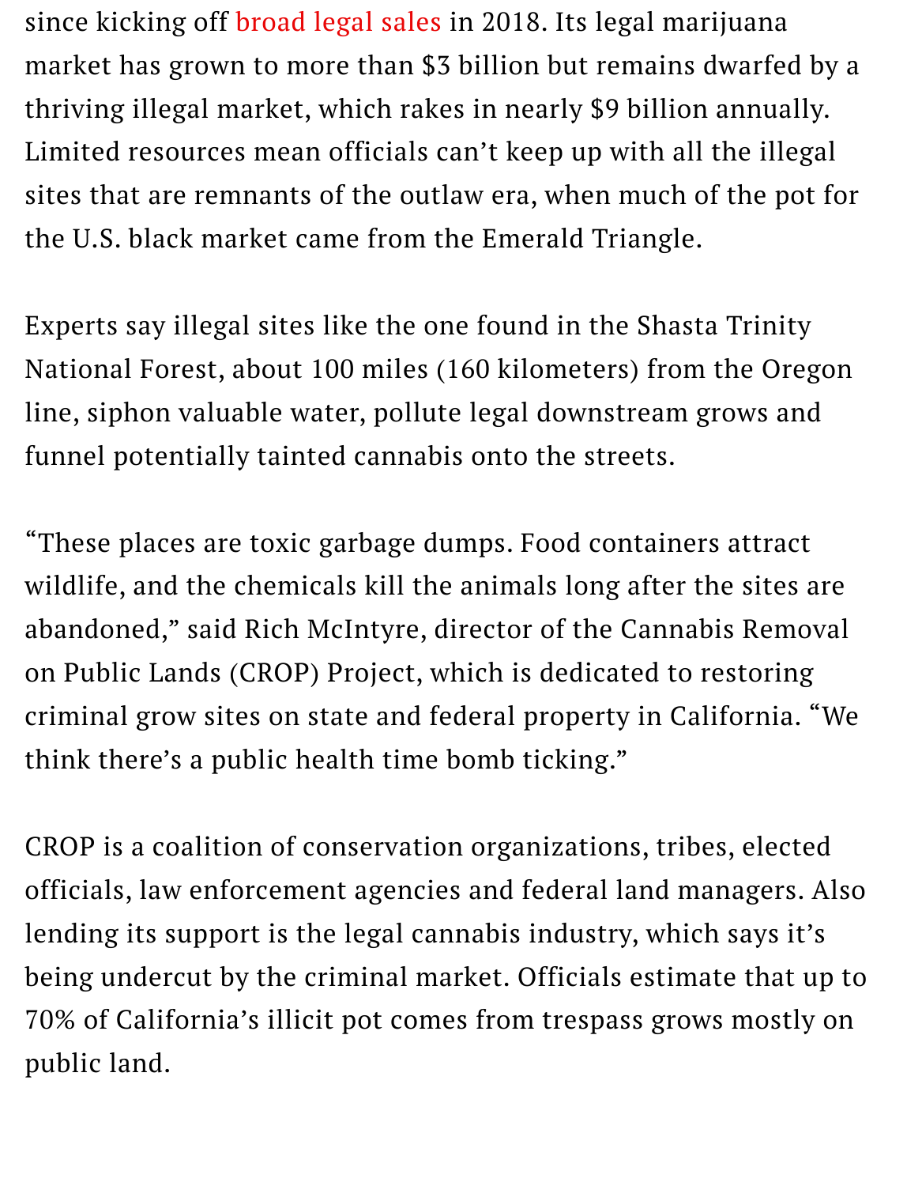since kicking off broad legal sales in 2018. Its legal marijuana market has grown to more than $3 billion but remains dwarfed by a thriving illegal market, which rakes in nearly $9 billion annually. Limited resources mean officials can't keep up with all the illegal sites that are remnants of the outlaw era, when much of the pot for the U.S. black market came from the Emerald Triangle.

Experts say illegal sites like the one found in the Shasta Trinity National Forest, about 100 miles (160 kilometers) from the Oregon line, siphon valuable water, pollute legal downstream grows and funnel potentially tainted cannabis onto the streets.

"These places are toxic garbage dumps. Food containers attract wildlife, and the chemicals kill the animals long after the sites are abandoned," said Rich McIntyre, director of the Cannabis Removal on Public Lands (CROP) Project, which is dedicated to restoring criminal grow sites on state and federal property in California. "We think there's a public health time bomb ticking."

CROP is a coalition of conservation organizations, tribes, elected officials, law enforcement agencies and federal land managers. Also lending its support is the legal cannabis industry, which says it's being undercut by the criminal market. Officials estimate that up to 70% of California's illicit pot comes from trespass grows mostly on public land.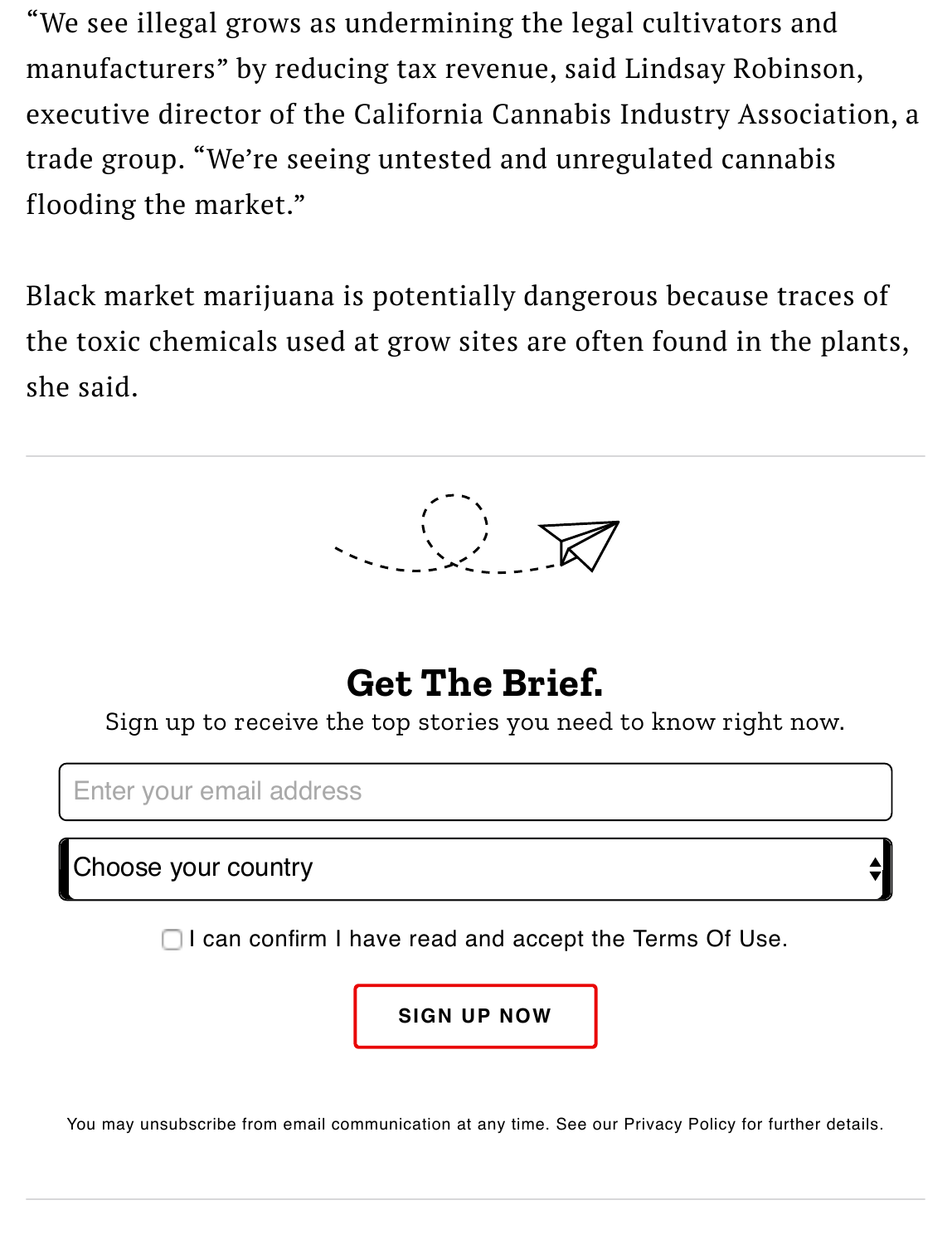"We see illegal grows as undermining the legal cultivators and manufacturers" by reducing tax revenue, said Lindsay Robinson, executive director of the California Cannabis Industry Association, a trade group. "We're seeing untested and unregulated cannabis flooding the market."

Black market marijuana is potentially dangerous because traces of the toxic chemicals used at grow sites are often found in the plants, she said.

---

## Get The Brief.

Sign up to receive the top stories you need to know right now.

Enter your email address

Choose your country

I can confirm I have read and accept the Terms Of Use.

SIGN UP NOW

You may unsubscribe from email communication at any time. See our Privacy Policy for further details.

---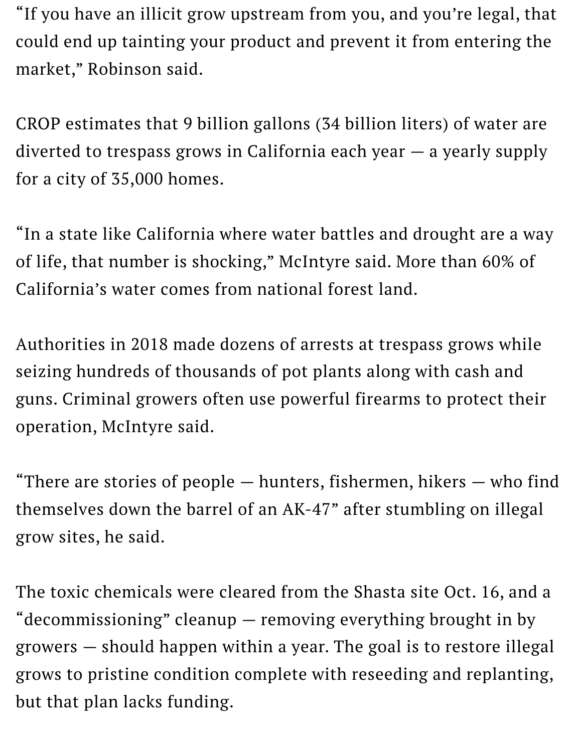"If you have an illicit grow upstream from you, and you're legal, that could end up tainting your product and prevent it from entering the market," Robinson said.

CROP estimates that 9 billion gallons (34 billion liters) of water are diverted to trespass grows in California each year — a yearly supply for a city of 35,000 homes.

"In a state like California where water battles and drought are a way of life, that number is shocking," McIntyre said. More than 60% of California's water comes from national forest land.

Authorities in 2018 made dozens of arrests at trespass grows while seizing hundreds of thousands of pot plants along with cash and guns. Criminal growers often use powerful firearms to protect their operation, McIntyre said.

"There are stories of people — hunters, fishermen, hikers — who find themselves down the barrel of an AK-47" after stumbling on illegal grow sites, he said.

The toxic chemicals were cleared from the Shasta site Oct. 16, and a "decommissioning" cleanup — removing everything brought in by growers — should happen within a year. The goal is to restore illegal grows to pristine condition complete with reseeding and replanting, but that plan lacks funding.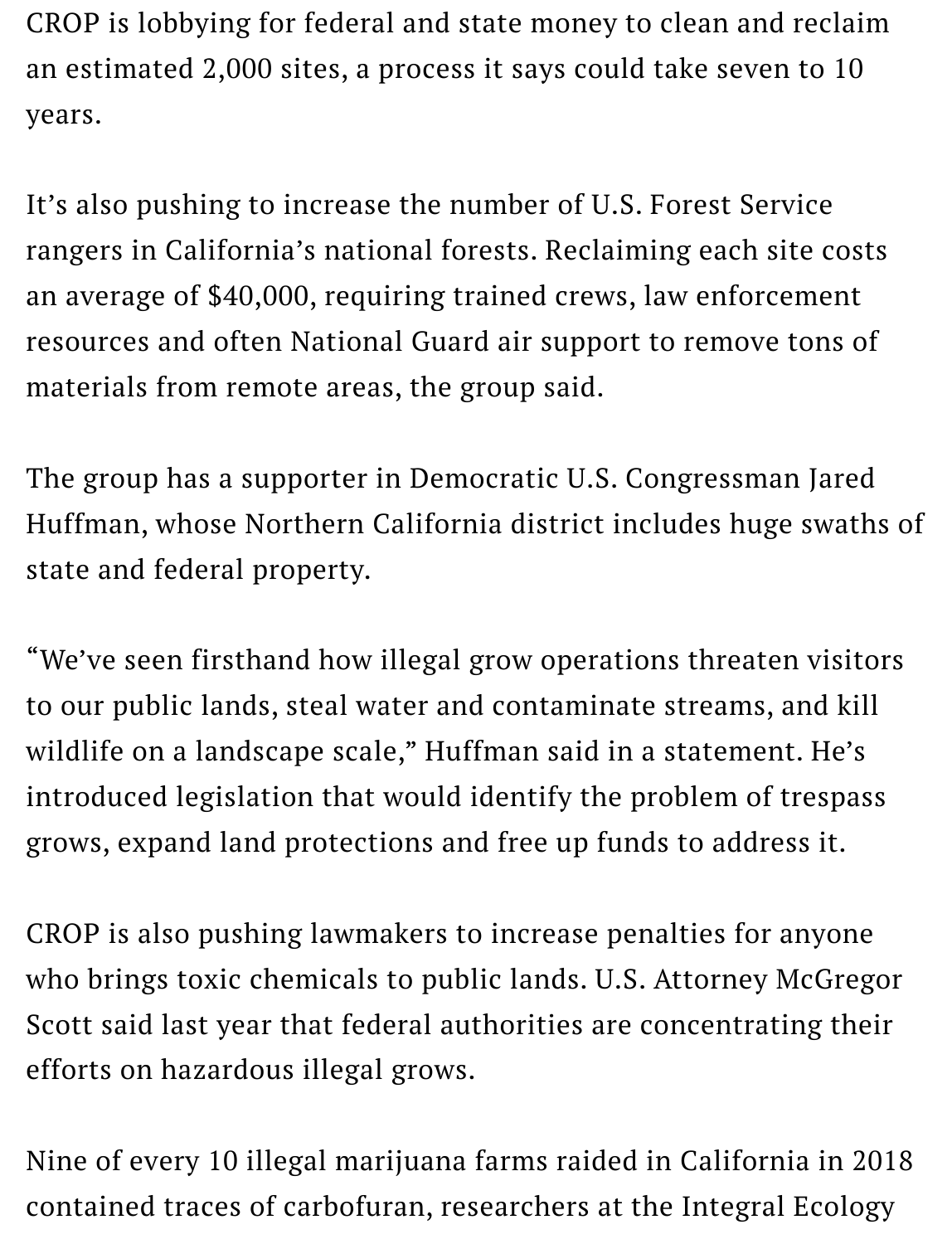CROP is lobbying for federal and state money to clean and reclaim an estimated 2,000 sites, a process it says could take seven to 10 years.

It's also pushing to increase the number of U.S. Forest Service rangers in California's national forests. Reclaiming each site costs an average of $40,000, requiring trained crews, law enforcement resources and often National Guard air support to remove tons of materials from remote areas, the group said.

The group has a supporter in Democratic U.S. Congressman Jared Huffman, whose Northern California district includes huge swaths of state and federal property.

"We've seen firsthand how illegal grow operations threaten visitors to our public lands, steal water and contaminate streams, and kill wildlife on a landscape scale," Huffman said in a statement. He's introduced legislation that would identify the problem of trespass grows, expand land protections and free up funds to address it.

CROP is also pushing lawmakers to increase penalties for anyone who brings toxic chemicals to public lands. U.S. Attorney McGregor Scott said last year that federal authorities are concentrating their efforts on hazardous illegal grows.

Nine of every 10 illegal marijuana farms raided in California in 2018 contained traces of carbofuran, researchers at the Integral Ecology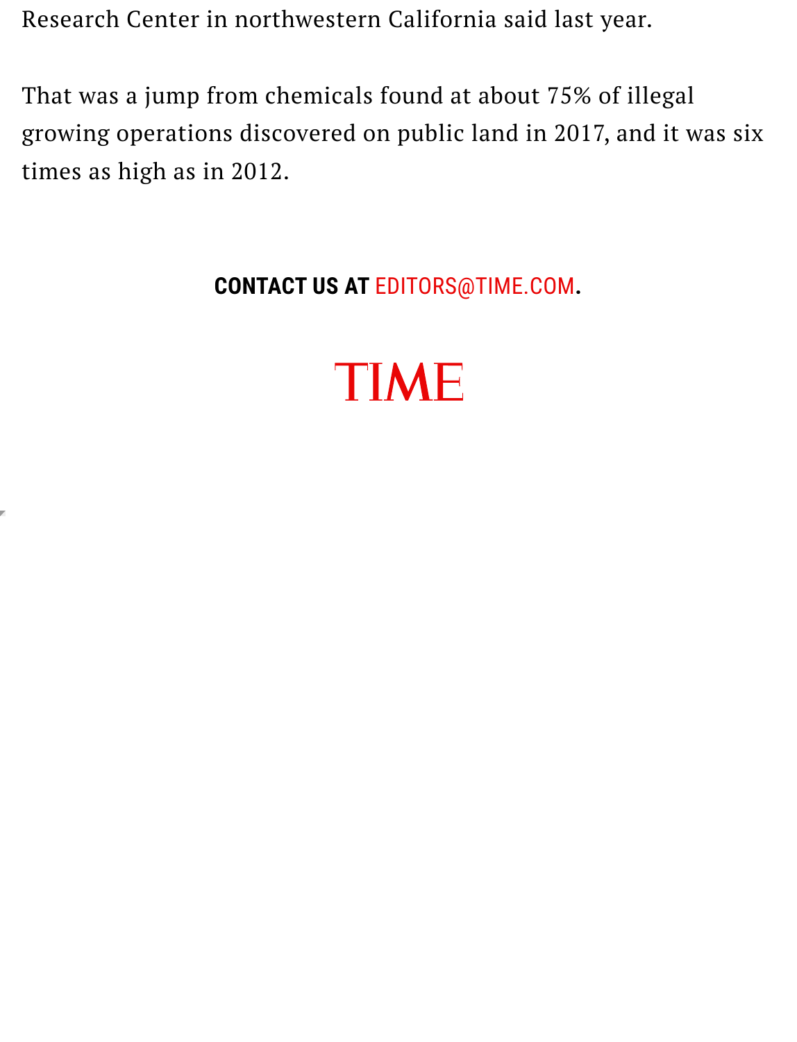Research Center in northwestern California said last year.

That was a jump from chemicals found at about 75% of illegal growing operations discovered on public land in 2017, and it was six times as high as in 2012.

**CONTACT US AT EDITORS@TIME.COM.**